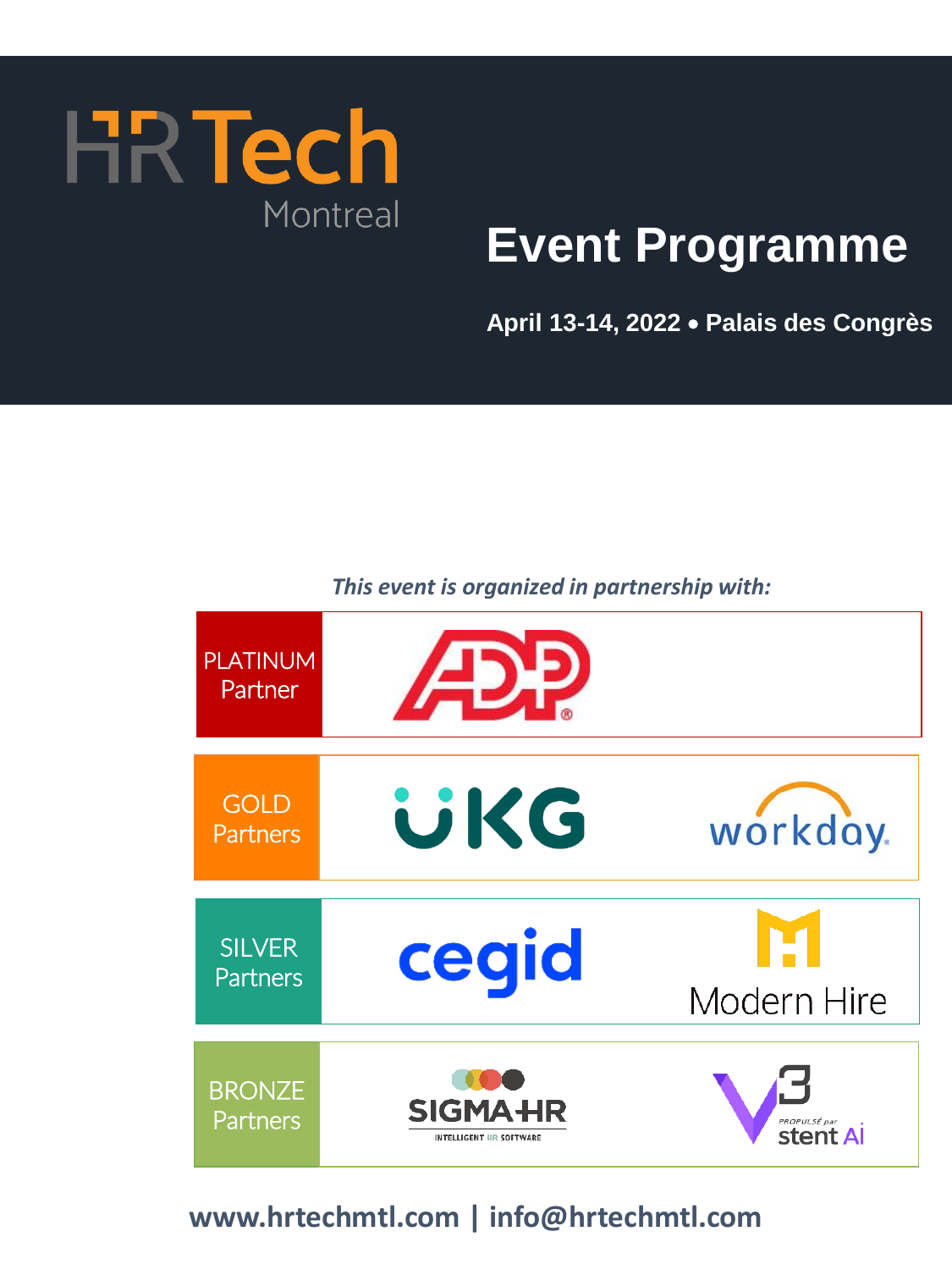# HR Tech Montreal

# Event Programme

**April 13-14, 2022 • Palais des Congrès**

*This event is organized in partnership with:*

| Tier | Partners | |
|---|---|---|
| PLATINUM Partner | ADP | |
| GOLD Partners | UKG | workday. |
| SILVER Partners | cegid | Modern Hire |
| BRONZE Partners | SIGMA-HR INTELLIGENT HR SOFTWARE | V3 PROPULSÉ par stent Ai |

**www.hrtechmtl.com | info@hrtechmtl.com**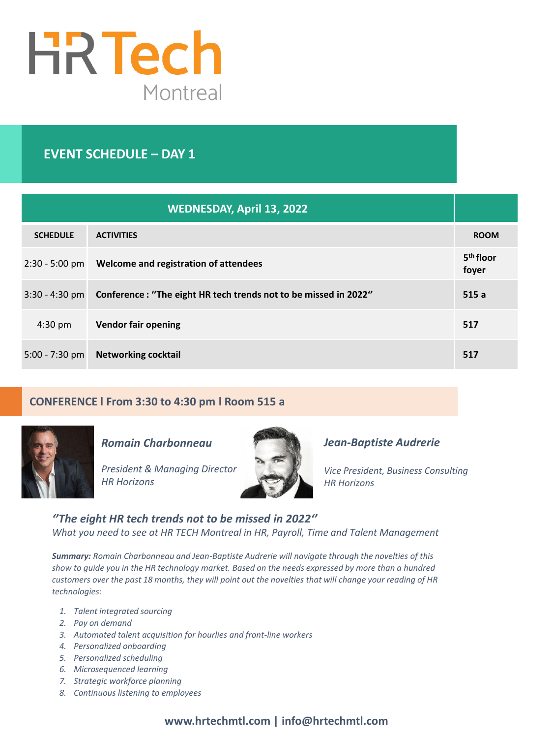# HRTech Montreal

## EVENT SCHEDULE – DAY 1

| WEDNESDAY, April 13, 2022 | | |
|---|---|---|
| **SCHEDULE** | **ACTIVITIES** | **ROOM** |
| 2:30 - 5:00 pm | **Welcome and registration of attendees** | **5th floor foyer** |
| 3:30 - 4:30 pm | **Conference : "The eight HR tech trends not to be missed in 2022"** | **515 a** |
| 4:30 pm | **Vendor fair opening** | **517** |
| 5:00 - 7:30 pm | **Networking cocktail** | **517** |

## CONFERENCE I From 3:30 to 4:30 pm I Room 515 a

***Romain Charbonneau***

*President & Managing Director*
*HR Horizons*

***Jean-Baptiste Audrerie***

*Vice President, Business Consulting*
*HR Horizons*

### *"The eight HR tech trends not to be missed in 2022"*

*What you need to see at HR TECH Montreal in HR, Payroll, Time and Talent Management*

***Summary:*** *Romain Charbonneau and Jean-Baptiste Audrerie will navigate through the novelties of this show to guide you in the HR technology market. Based on the needs expressed by more than a hundred customers over the past 18 months, they will point out the novelties that will change your reading of HR technologies:*

1. *Talent integrated sourcing*
2. *Pay on demand*
3. *Automated talent acquisition for hourlies and front-line workers*
4. *Personalized onboarding*
5. *Personalized scheduling*
6. *Microsequenced learning*
7. *Strategic workforce planning*
8. *Continuous listening to employees*

**www.hrtechmtl.com | info@hrtechmtl.com**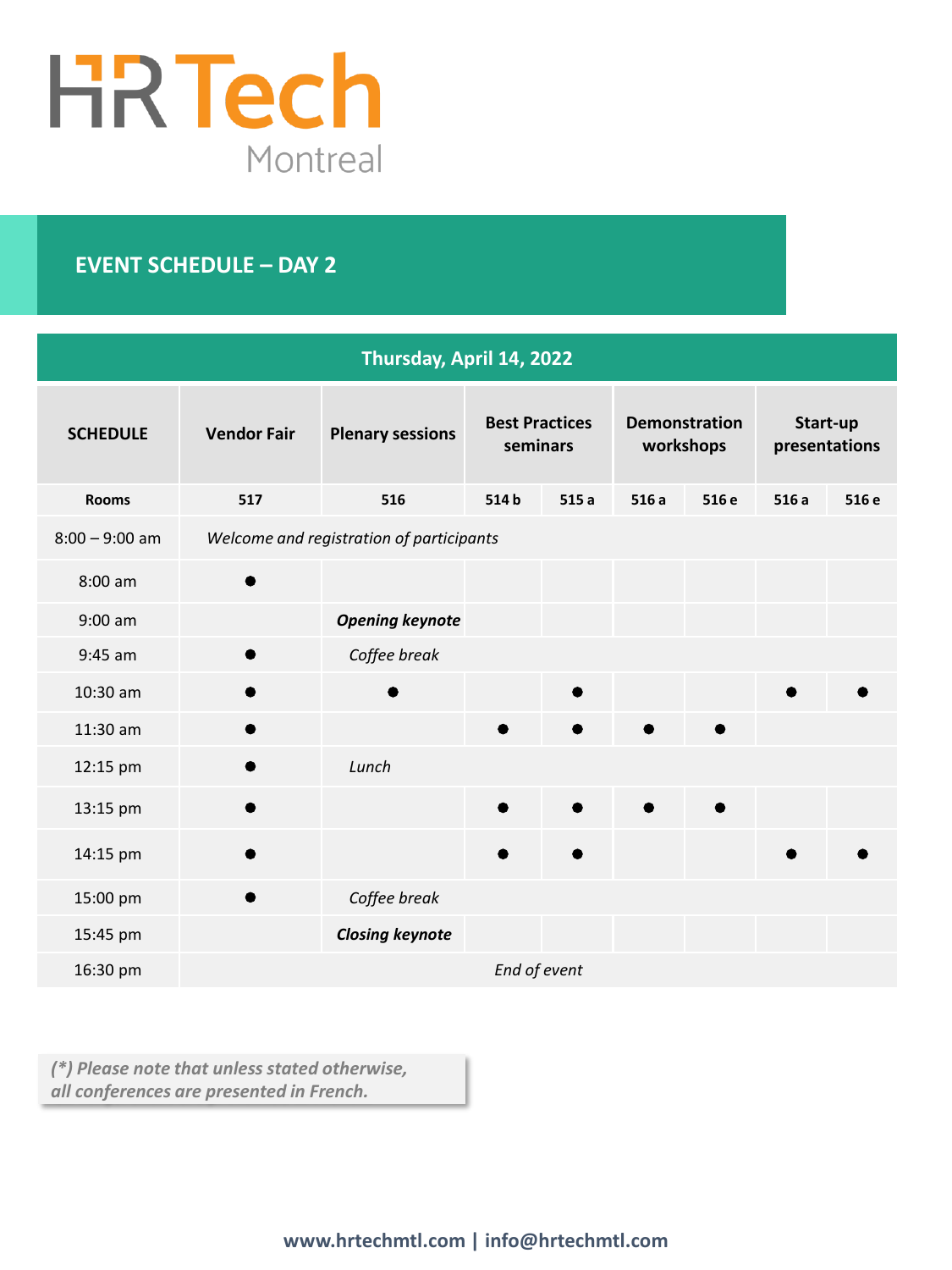# HR Tech Montreal

## EVENT SCHEDULE – DAY 2

| Thursday, April 14, 2022 | | | | | | | | | |
|---|---|---|---|---|---|---|---|---|---|
| **SCHEDULE** | **Vendor Fair** | **Plenary sessions** | **Best Practices seminars** | | **Demonstration workshops** | | **Start-up presentations** | | |
| **Rooms** | **517** | **516** | **514 b** | **515 a** | **516 a** | **516 e** | **516 a** | **516 e** | |
| 8:00 – 9:00 am | *Welcome and registration of participants* | | | | | | | | |
| 8:00 am | ● | | | | | | | | |
| 9:00 am | | ***Opening keynote*** | | | | | | | |
| 9:45 am | ● | *Coffee break* | | | | | | | |
| 10:30 am | ● | ● | | ● | | | ● | ● | |
| 11:30 am | ● | | ● | ● | ● | ● | | | |
| 12:15 pm | ● | *Lunch* | | | | | | | |
| 13:15 pm | ● | | ● | ● | ● | ● | | | |
| 14:15 pm | ● | | ● | ● | | | ● | ● | |
| 15:00 pm | ● | *Coffee break* | | | | | | | |
| 15:45 pm | | ***Closing keynote*** | | | | | | | |
| 16:30 pm | *End of event* | | | | | | | | |

*(\*) Please note that unless stated otherwise, all conferences are presented in French.*

**www.hrtechmtl.com | info@hrtechmtl.com**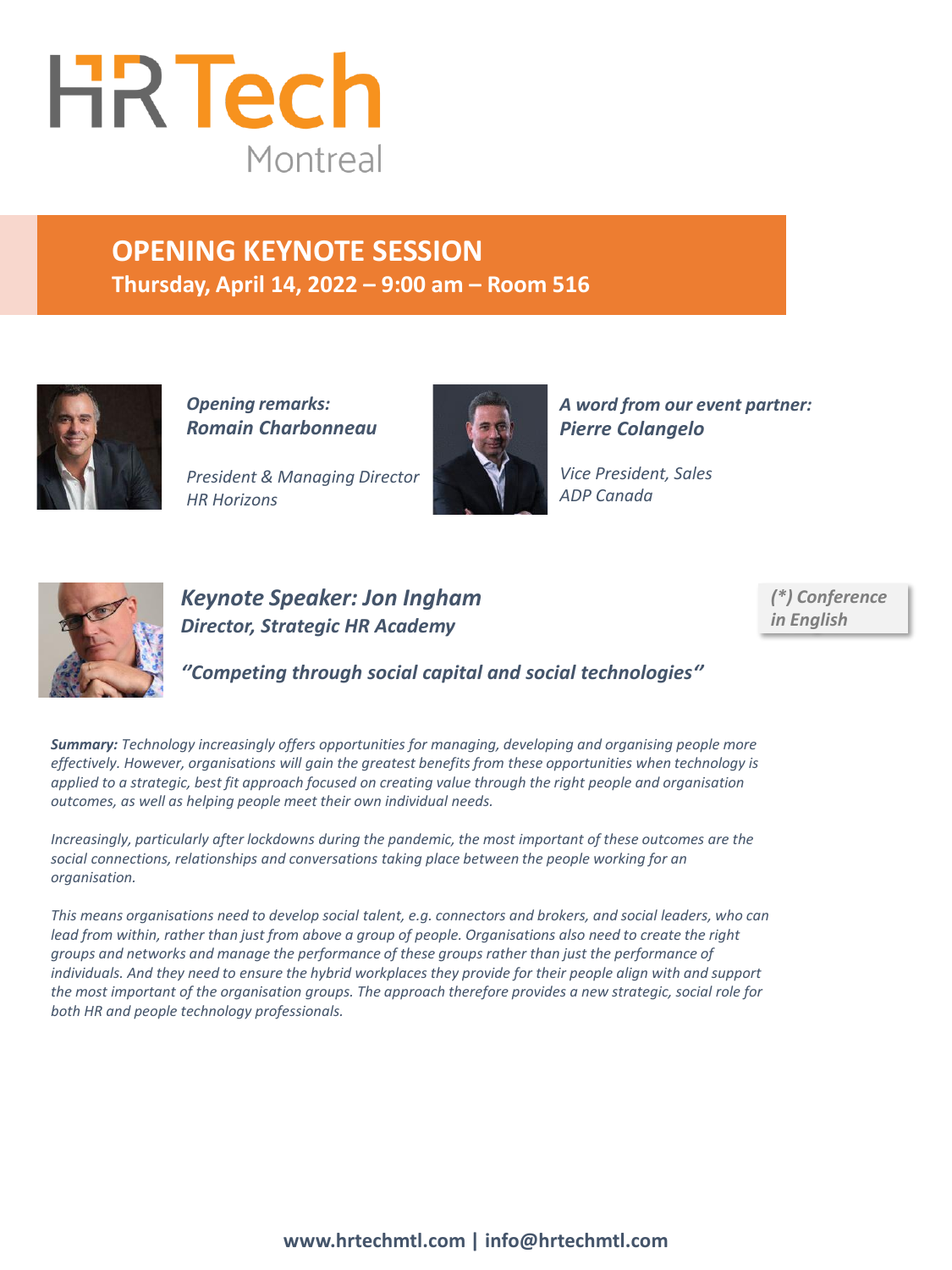# HR Tech Montreal

## OPENING KEYNOTE SESSION

**Thursday, April 14, 2022 – 9:00 am – Room 516**

***Opening remarks: Romain Charbonneau***

*President & Managing Director*
*HR Horizons*

***A word from our event partner: Pierre Colangelo***

*Vice President, Sales*
*ADP Canada*

***Keynote Speaker: Jon Ingham***
***Director, Strategic HR Academy***

***(\*) Conference in English***

***''Competing through social capital and social technologies''***

***Summary:*** *Technology increasingly offers opportunities for managing, developing and organising people more effectively. However, organisations will gain the greatest benefits from these opportunities when technology is applied to a strategic, best fit approach focused on creating value through the right people and organisation outcomes, as well as helping people meet their own individual needs.*

*Increasingly, particularly after lockdowns during the pandemic, the most important of these outcomes are the social connections, relationships and conversations taking place between the people working for an organisation.*

*This means organisations need to develop social talent, e.g. connectors and brokers, and social leaders, who can lead from within, rather than just from above a group of people. Organisations also need to create the right groups and networks and manage the performance of these groups rather than just the performance of individuals. And they need to ensure the hybrid workplaces they provide for their people align with and support the most important of the organisation groups. The approach therefore provides a new strategic, social role for both HR and people technology professionals.*

**www.hrtechmtl.com | info@hrtechmtl.com**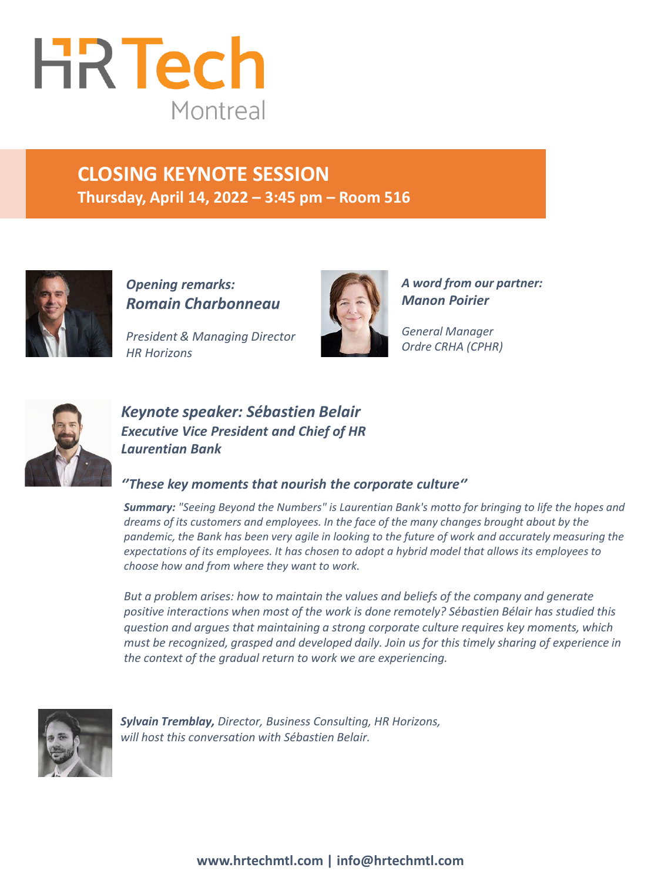# HR Tech Montreal

## CLOSING KEYNOTE SESSION

**Thursday, April 14, 2022 – 3:45 pm – Room 516**

***Opening remarks:***
***Romain Charbonneau***

*President & Managing Director*
*HR Horizons*

***A word from our partner:***
***Manon Poirier***

*General Manager*
*Ordre CRHA (CPHR)*

***Keynote speaker: Sébastien Belair***
***Executive Vice President and Chief of HR***
***Laurentian Bank***

### *''These key moments that nourish the corporate culture''*

***Summary:*** *"Seeing Beyond the Numbers" is Laurentian Bank's motto for bringing to life the hopes and dreams of its customers and employees. In the face of the many changes brought about by the pandemic, the Bank has been very agile in looking to the future of work and accurately measuring the expectations of its employees. It has chosen to adopt a hybrid model that allows its employees to choose how and from where they want to work.*

*But a problem arises: how to maintain the values and beliefs of the company and generate positive interactions when most of the work is done remotely? Sébastien Bélair has studied this question and argues that maintaining a strong corporate culture requires key moments, which must be recognized, grasped and developed daily. Join us for this timely sharing of experience in the context of the gradual return to work we are experiencing.*

***Sylvain Tremblay,*** *Director, Business Consulting, HR Horizons, will host this conversation with Sébastien Belair.*

**www.hrtechmtl.com | info@hrtechmtl.com**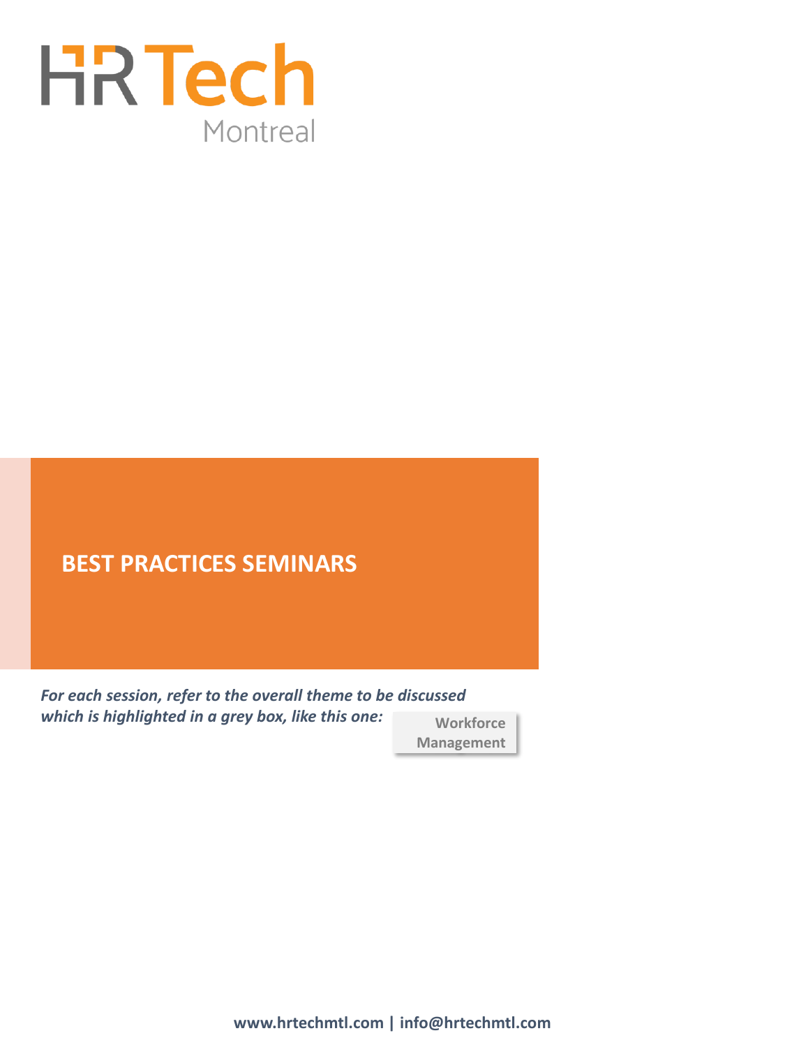HR Tech

Montreal

# BEST PRACTICES SEMINARS

***For each session, refer to the overall theme to be discussed which is highlighted in a grey box, like this one:***

**Workforce Management**

**www.hrtechmtl.com | info@hrtechmtl.com**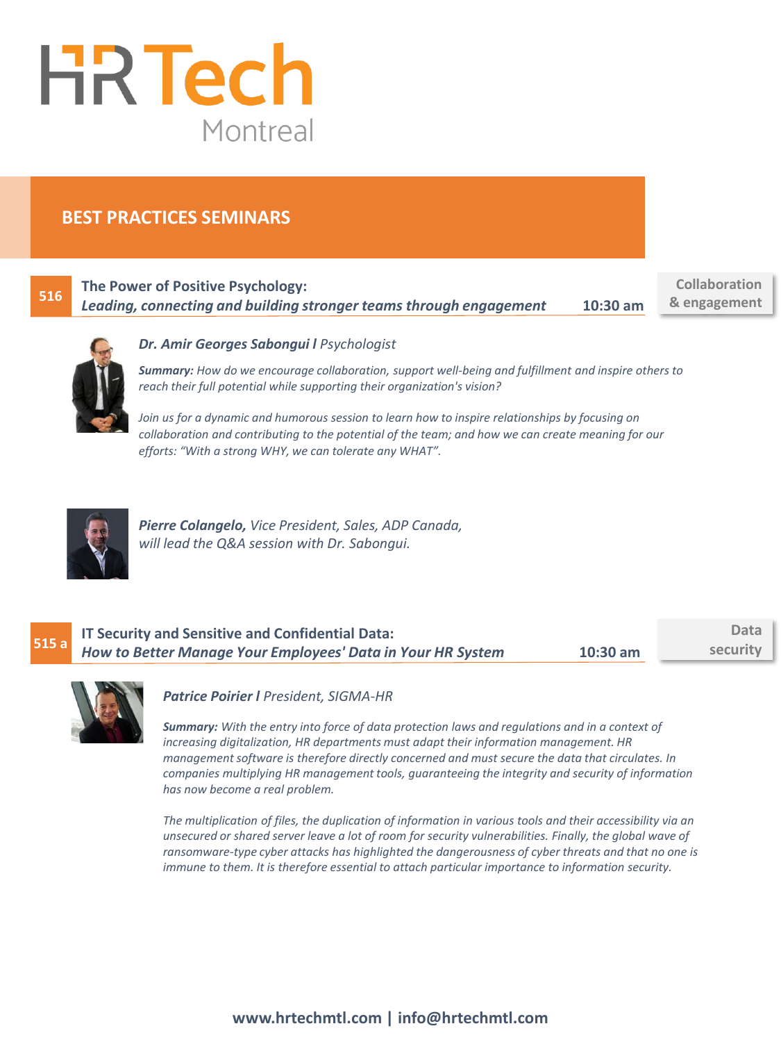# HR Tech Montreal

## BEST PRACTICES SEMINARS

### 516 — The Power of Positive Psychology: *Leading, connecting and building stronger teams through engagement* — 10:30 am

**Collaboration & engagement**

***Dr. Amir Georges Sabongui*** *l Psychologist*

***Summary:*** *How do we encourage collaboration, support well-being and fulfillment and inspire others to reach their full potential while supporting their organization's vision?*

*Join us for a dynamic and humorous session to learn how to inspire relationships by focusing on collaboration and contributing to the potential of the team; and how we can create meaning for our efforts: "With a strong WHY, we can tolerate any WHAT".*

***Pierre Colangelo,*** *Vice President, Sales, ADP Canada, will lead the Q&A session with Dr. Sabongui.*

### 515 a — IT Security and Sensitive and Confidential Data: *How to Better Manage Your Employees' Data in Your HR System* — 10:30 am

**Data security**

***Patrice Poirier*** *l President, SIGMA-HR*

***Summary:*** *With the entry into force of data protection laws and regulations and in a context of increasing digitalization, HR departments must adapt their information management. HR management software is therefore directly concerned and must secure the data that circulates. In companies multiplying HR management tools, guaranteeing the integrity and security of information has now become a real problem.*

*The multiplication of files, the duplication of information in various tools and their accessibility via an unsecured or shared server leave a lot of room for security vulnerabilities. Finally, the global wave of ransomware-type cyber attacks has highlighted the dangerousness of cyber threats and that no one is immune to them. It is therefore essential to attach particular importance to information security.*

**www.hrtechmtl.com | info@hrtechmtl.com**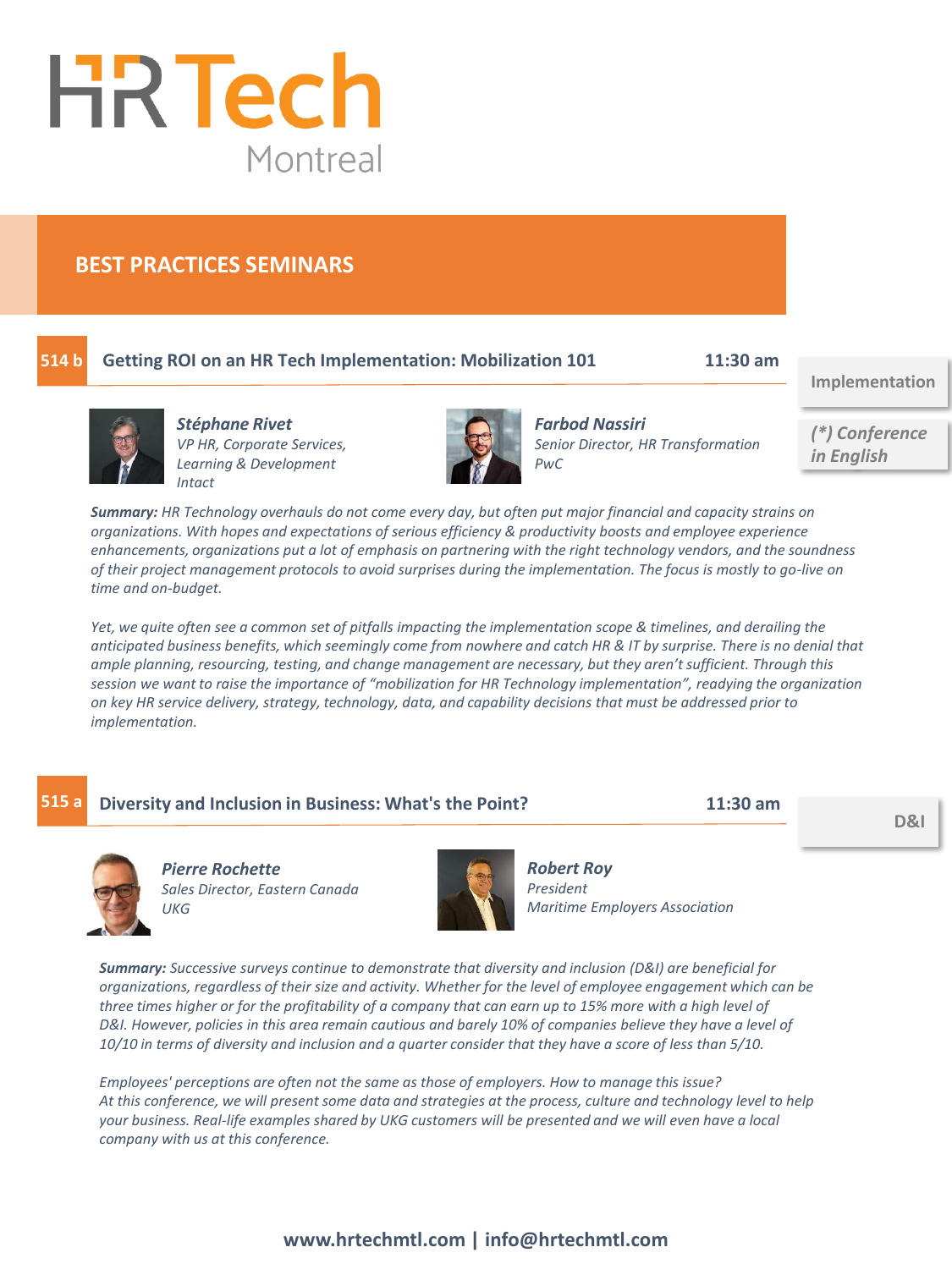# HR Tech Montreal

## BEST PRACTICES SEMINARS

### 514 b Getting ROI on an HR Tech Implementation: Mobilization 101 — 11:30 am

**Implementation**

*(\*) Conference in English*

***Stéphane Rivet***
*VP HR, Corporate Services, Learning & Development*
*Intact*

***Farbod Nassiri***
*Senior Director, HR Transformation*
*PwC*

***Summary:*** *HR Technology overhauls do not come every day, but often put major financial and capacity strains on organizations. With hopes and expectations of serious efficiency & productivity boosts and employee experience enhancements, organizations put a lot of emphasis on partnering with the right technology vendors, and the soundness of their project management protocols to avoid surprises during the implementation. The focus is mostly to go-live on time and on-budget.*

*Yet, we quite often see a common set of pitfalls impacting the implementation scope & timelines, and derailing the anticipated business benefits, which seemingly come from nowhere and catch HR & IT by surprise. There is no denial that ample planning, resourcing, testing, and change management are necessary, but they aren't sufficient. Through this session we want to raise the importance of "mobilization for HR Technology implementation", readying the organization on key HR service delivery, strategy, technology, data, and capability decisions that must be addressed prior to implementation.*

### 515 a Diversity and Inclusion in Business: What's the Point? — 11:30 am

**D&I**

***Pierre Rochette***
*Sales Director, Eastern Canada*
*UKG*

***Robert Roy***
*President*
*Maritime Employers Association*

***Summary:*** *Successive surveys continue to demonstrate that diversity and inclusion (D&I) are beneficial for organizations, regardless of their size and activity. Whether for the level of employee engagement which can be three times higher or for the profitability of a company that can earn up to 15% more with a high level of D&I. However, policies in this area remain cautious and barely 10% of companies believe they have a level of 10/10 in terms of diversity and inclusion and a quarter consider that they have a score of less than 5/10.*

*Employees' perceptions are often not the same as those of employers. How to manage this issue? At this conference, we will present some data and strategies at the process, culture and technology level to help your business. Real-life examples shared by UKG customers will be presented and we will even have a local company with us at this conference.*

www.hrtechmtl.com | info@hrtechmtl.com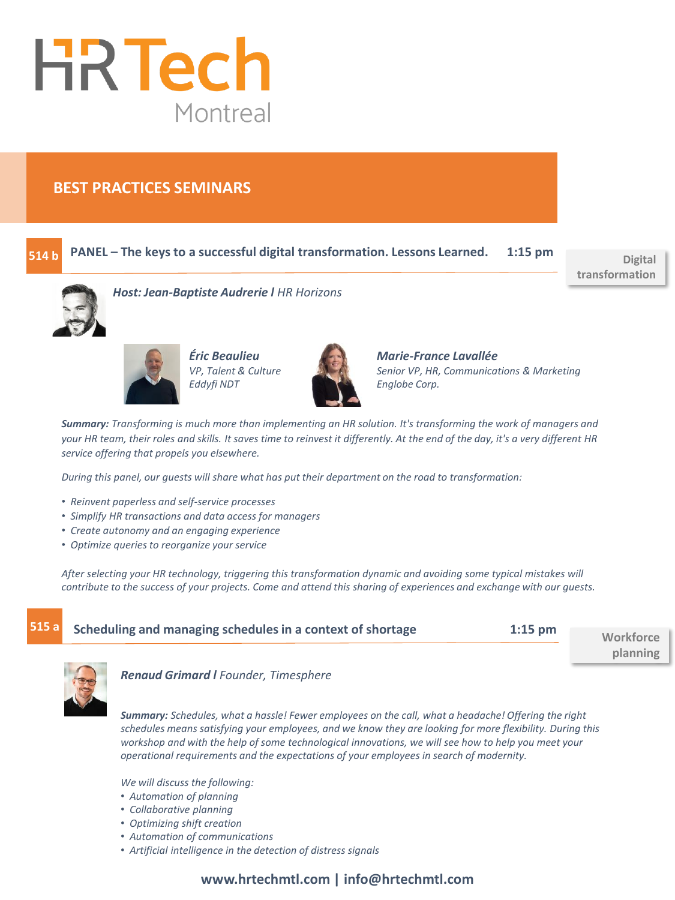# HR Tech Montreal

## BEST PRACTICES SEMINARS

### 514 b PANEL – The keys to a successful digital transformation. Lessons Learned. 1:15 pm

**Digital transformation**

***Host: Jean-Baptiste Audrerie l*** *HR Horizons*

***Éric Beaulieu***
*VP, Talent & Culture*
*Eddyfi NDT*

***Marie-France Lavallée***
*Senior VP, HR, Communications & Marketing*
*Englobe Corp.*

***Summary:*** *Transforming is much more than implementing an HR solution. It's transforming the work of managers and your HR team, their roles and skills. It saves time to reinvest it differently. At the end of the day, it's a very different HR service offering that propels you elsewhere.*

*During this panel, our guests will share what has put their department on the road to transformation:*

- *Reinvent paperless and self-service processes*
- *Simplify HR transactions and data access for managers*
- *Create autonomy and an engaging experience*
- *Optimize queries to reorganize your service*

*After selecting your HR technology, triggering this transformation dynamic and avoiding some typical mistakes will contribute to the success of your projects. Come and attend this sharing of experiences and exchange with our guests.*

### 515 a Scheduling and managing schedules in a context of shortage 1:15 pm

**Workforce planning**

***Renaud Grimard l*** *Founder, Timesphere*

***Summary:*** *Schedules, what a hassle! Fewer employees on the call, what a headache! Offering the right schedules means satisfying your employees, and we know they are looking for more flexibility. During this workshop and with the help of some technological innovations, we will see how to help you meet your operational requirements and the expectations of your employees in search of modernity.*

*We will discuss the following:*

- *Automation of planning*
- *Collaborative planning*
- *Optimizing shift creation*
- *Automation of communications*
- *Artificial intelligence in the detection of distress signals*

**www.hrtechmtl.com | info@hrtechmtl.com**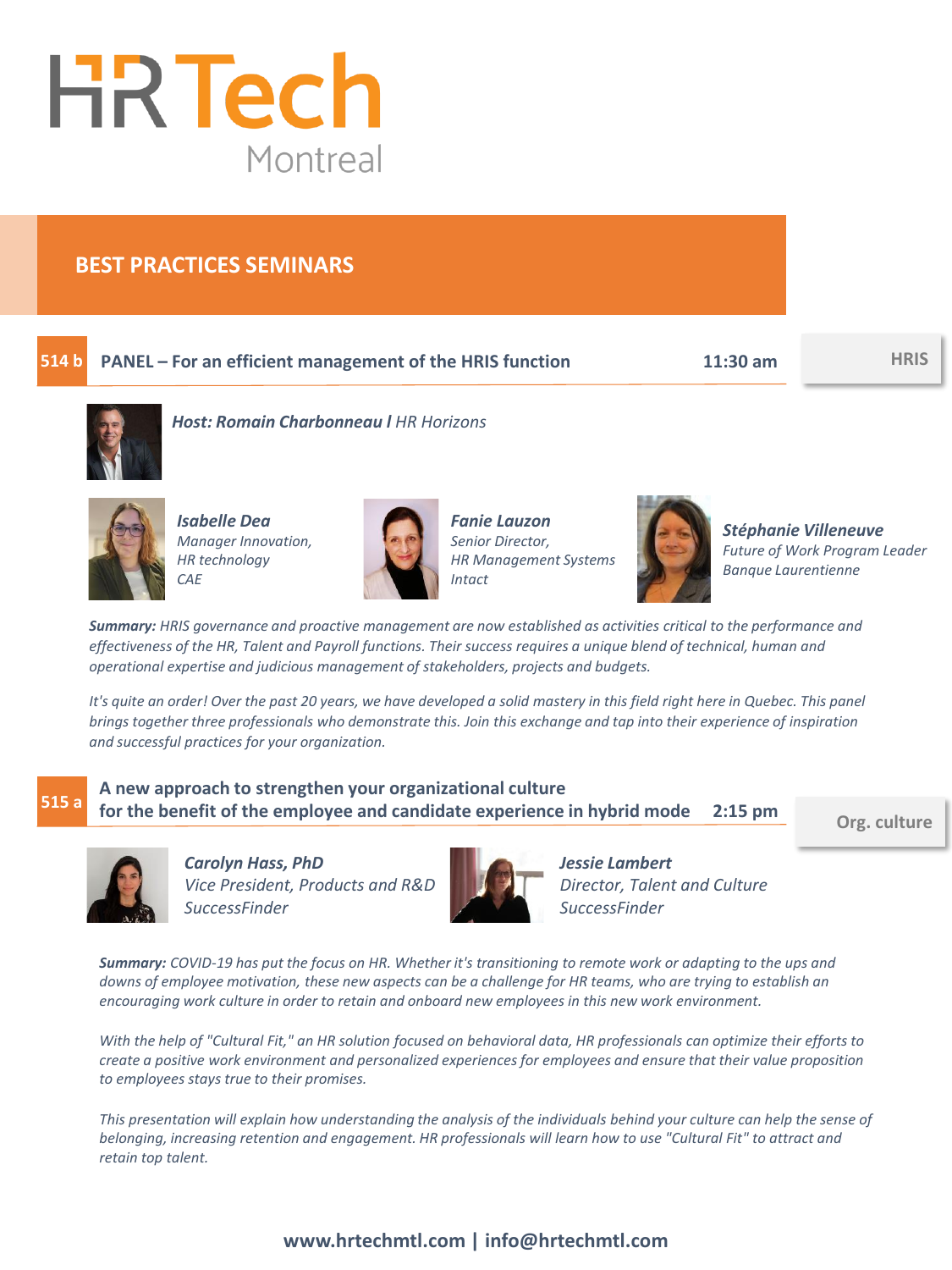# HR Tech Montreal

## BEST PRACTICES SEMINARS

### 514 b PANEL – For an efficient management of the HRIS function — 11:30 am — HRIS

***Host: Romain Charbonneau l*** *HR Horizons*

***Isabelle Dea***
*Manager Innovation,*
*HR technology*
*CAE*

***Fanie Lauzon***
*Senior Director,*
*HR Management Systems*
*Intact*

***Stéphanie Villeneuve***
*Future of Work Program Leader*
*Banque Laurentienne*

***Summary:*** *HRIS governance and proactive management are now established as activities critical to the performance and effectiveness of the HR, Talent and Payroll functions. Their success requires a unique blend of technical, human and operational expertise and judicious management of stakeholders, projects and budgets.*

*It's quite an order! Over the past 20 years, we have developed a solid mastery in this field right here in Quebec. This panel brings together three professionals who demonstrate this. Join this exchange and tap into their experience of inspiration and successful practices for your organization.*

### 515 a A new approach to strengthen your organizational culture for the benefit of the employee and candidate experience in hybrid mode — 2:15 pm — Org. culture

***Carolyn Hass, PhD***
*Vice President, Products and R&D*
*SuccessFinder*

***Jessie Lambert***
*Director, Talent and Culture*
*SuccessFinder*

***Summary:*** *COVID-19 has put the focus on HR. Whether it's transitioning to remote work or adapting to the ups and downs of employee motivation, these new aspects can be a challenge for HR teams, who are trying to establish an encouraging work culture in order to retain and onboard new employees in this new work environment.*

*With the help of "Cultural Fit," an HR solution focused on behavioral data, HR professionals can optimize their efforts to create a positive work environment and personalized experiences for employees and ensure that their value proposition to employees stays true to their promises.*

*This presentation will explain how understanding the analysis of the individuals behind your culture can help the sense of belonging, increasing retention and engagement. HR professionals will learn how to use "Cultural Fit" to attract and retain top talent.*

**www.hrtechmtl.com | info@hrtechmtl.com**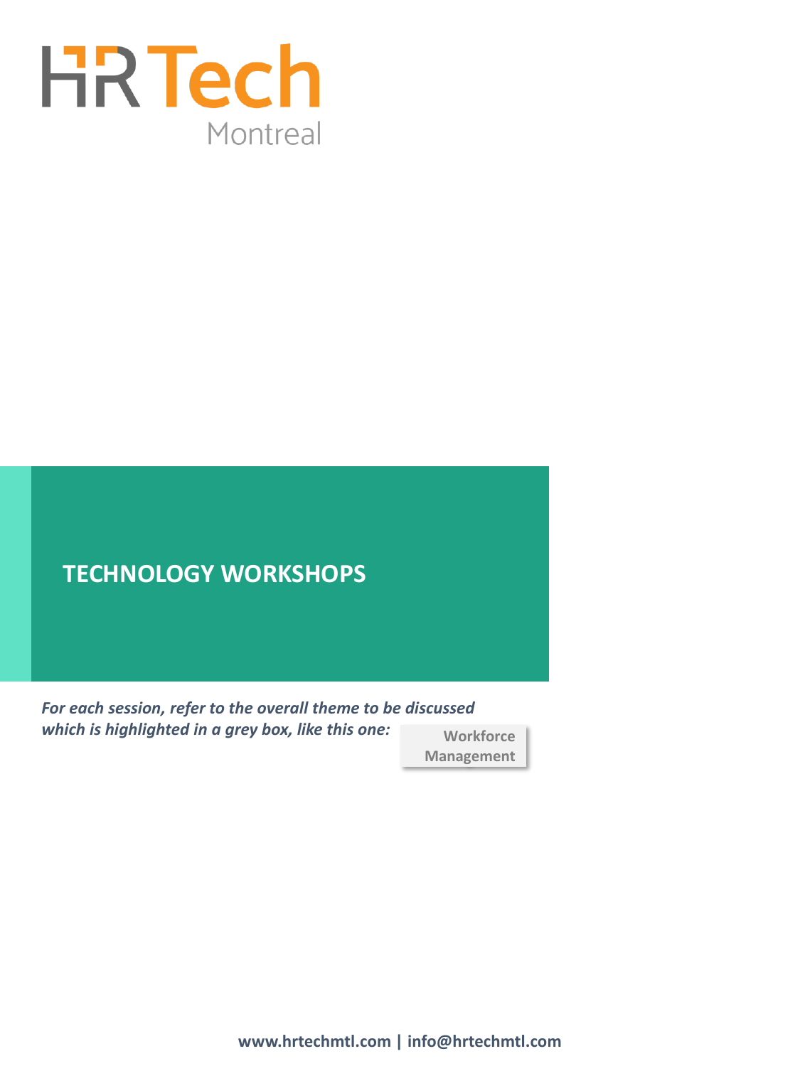HR Tech Montreal

# TECHNOLOGY WORKSHOPS

***For each session, refer to the overall theme to be discussed which is highlighted in a grey box, like this one:***

**Workforce Management**

**www.hrtechmtl.com | info@hrtechmtl.com**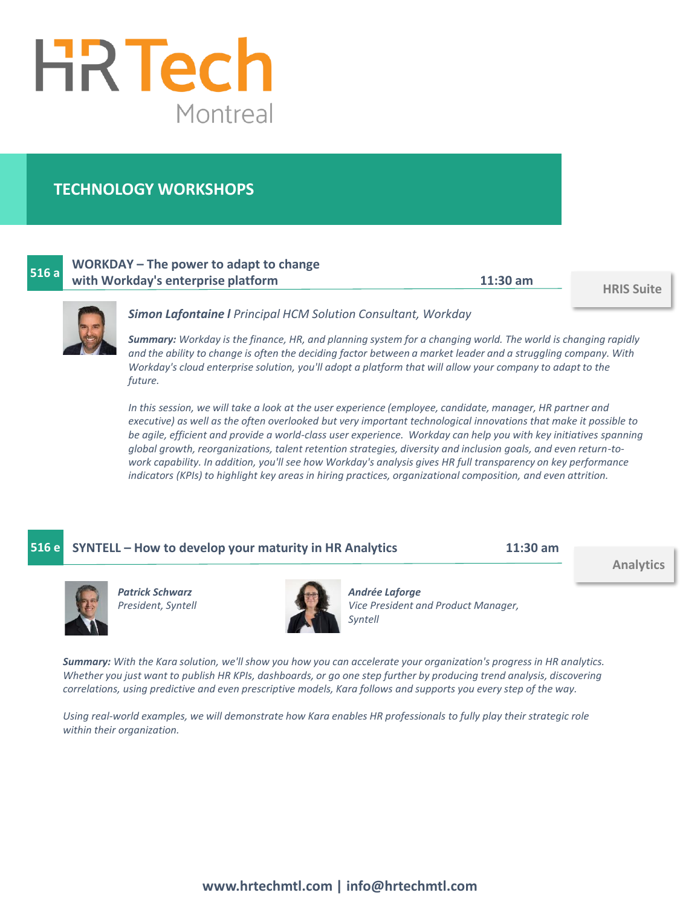# TECHNOLOGY WORKSHOPS

## 516 a WORKDAY – The power to adapt to change with Workday's enterprise platform

**11:30 am** — HRIS Suite

***Simon Lafontaine I** Principal HCM Solution Consultant, Workday*

***Summary:** Workday is the finance, HR, and planning system for a changing world. The world is changing rapidly and the ability to change is often the deciding factor between a market leader and a struggling company. With Workday's cloud enterprise solution, you'll adopt a platform that will allow your company to adapt to the future.*

*In this session, we will take a look at the user experience (employee, candidate, manager, HR partner and executive) as well as the often overlooked but very important technological innovations that make it possible to be agile, efficient and provide a world-class user experience. Workday can help you with key initiatives spanning global growth, reorganizations, talent retention strategies, diversity and inclusion goals, and even return-to-work capability. In addition, you'll see how Workday's analysis gives HR full transparency on key performance indicators (KPIs) to highlight key areas in hiring practices, organizational composition, and even attrition.*

## 516 e SYNTELL – How to develop your maturity in HR Analytics

**11:30 am** — Analytics

***Patrick Schwarz***
*President, Syntell*

***Andrée Laforge***
*Vice President and Product Manager, Syntell*

***Summary:** With the Kara solution, we'll show you how you can accelerate your organization's progress in HR analytics. Whether you just want to publish HR KPIs, dashboards, or go one step further by producing trend analysis, discovering correlations, using predictive and even prescriptive models, Kara follows and supports you every step of the way.*

*Using real-world examples, we will demonstrate how Kara enables HR professionals to fully play their strategic role within their organization.*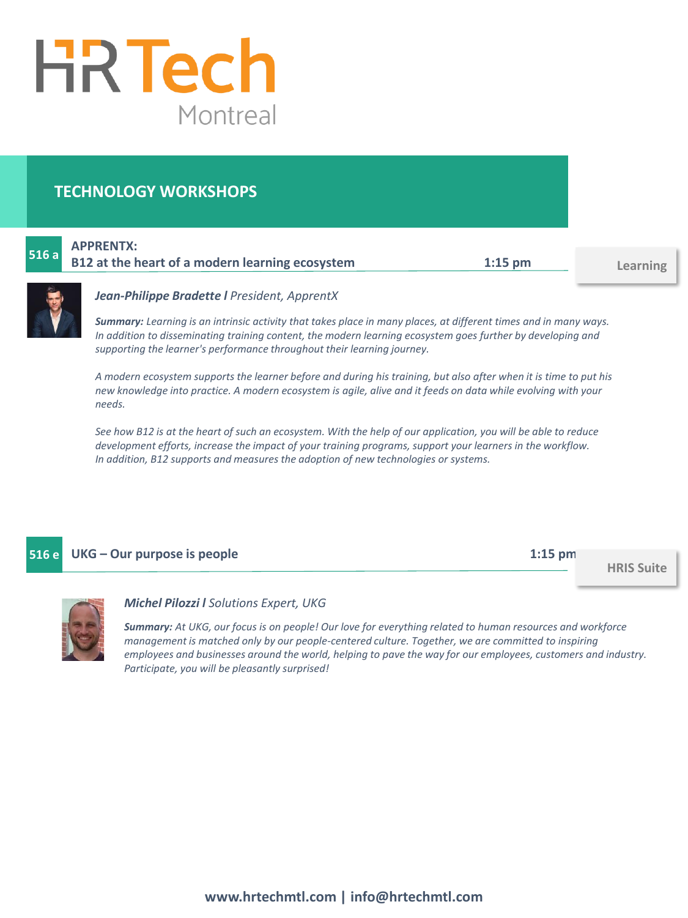# HR Tech Montreal

## TECHNOLOGY WORKSHOPS

### 516 a — APPRENTX: B12 at the heart of a modern learning ecosystem — 1:15 pm — Learning

***Jean-Philippe Bradette l*** *President, ApprentX*

***Summary:*** *Learning is an intrinsic activity that takes place in many places, at different times and in many ways. In addition to disseminating training content, the modern learning ecosystem goes further by developing and supporting the learner's performance throughout their learning journey.*

*A modern ecosystem supports the learner before and during his training, but also after when it is time to put his new knowledge into practice. A modern ecosystem is agile, alive and it feeds on data while evolving with your needs.*

*See how B12 is at the heart of such an ecosystem. With the help of our application, you will be able to reduce development efforts, increase the impact of your training programs, support your learners in the workflow. In addition, B12 supports and measures the adoption of new technologies or systems.*

### 516 e — UKG – Our purpose is people — 1:15 pm — HRIS Suite

***Michel Pilozzi l*** *Solutions Expert, UKG*

***Summary:*** *At UKG, our focus is on people! Our love for everything related to human resources and workforce management is matched only by our people-centered culture. Together, we are committed to inspiring employees and businesses around the world, helping to pave the way for our employees, customers and industry. Participate, you will be pleasantly surprised!*

**www.hrtechmtl.com | info@hrtechmtl.com**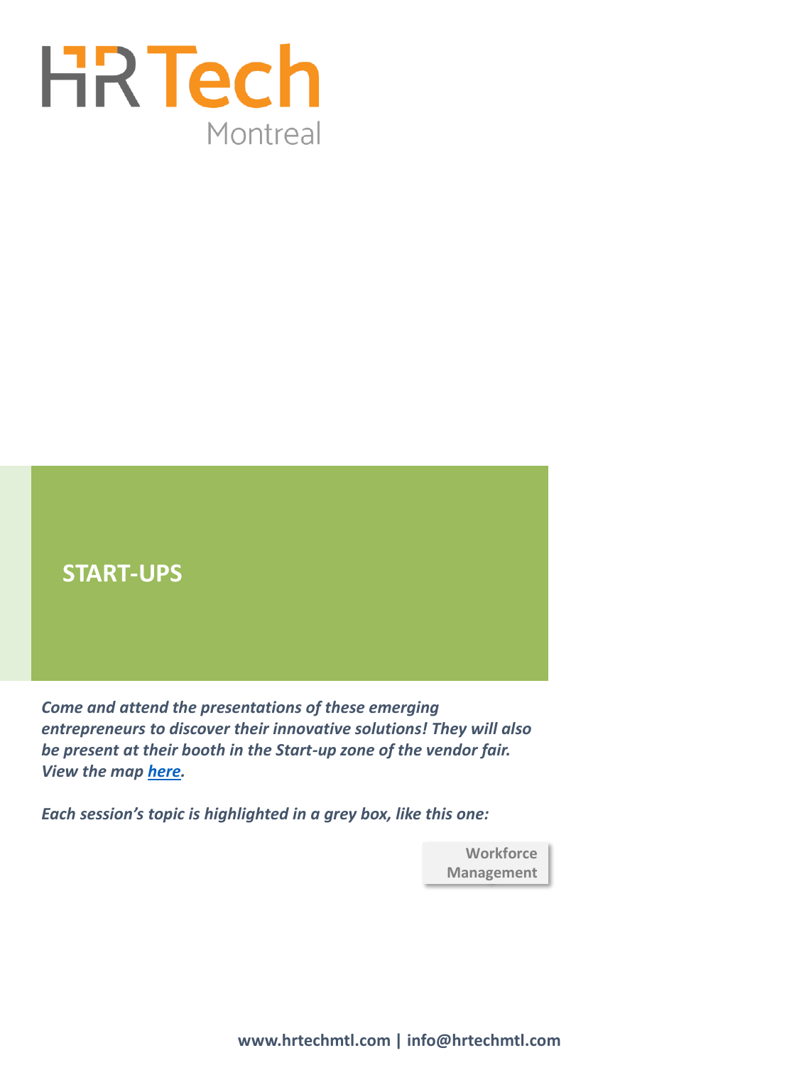HR Tech

Montreal

# START-UPS

***Come and attend the presentations of these emerging entrepreneurs to discover their innovative solutions! They will also be present at their booth in the Start-up zone of the vendor fair. View the map [here](here).***

***Each session's topic is highlighted in a grey box, like this one:***

**Workforce Management**

**www.hrtechmtl.com | info@hrtechmtl.com**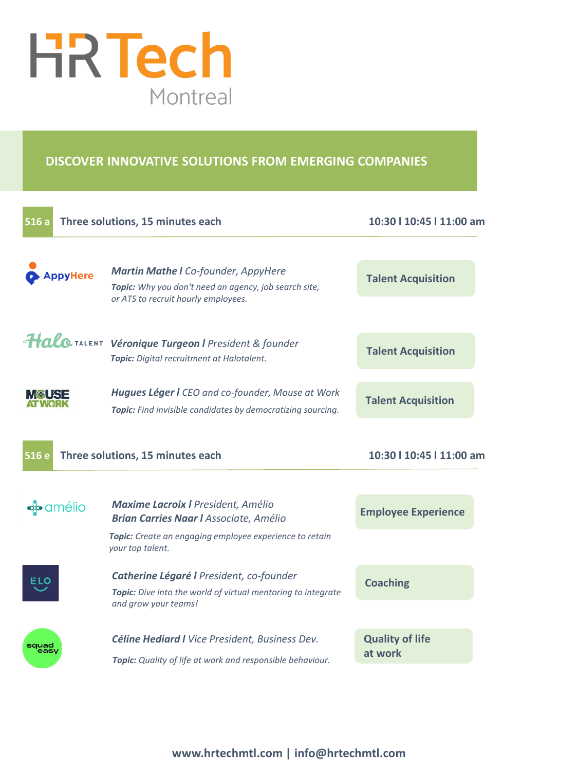# HR Tech Montreal

## DISCOVER INNOVATIVE SOLUTIONS FROM EMERGING COMPANIES

### 516 a — Three solutions, 15 minutes each — 10:30 l 10:45 l 11:00 am

AppyHere

***Martin Mathe l*** *Co-founder, AppyHere*
***Topic:*** *Why you don't need an agency, job search site, or ATS to recruit hourly employees.*

**Talent Acquisition**

Halo TALENT

***Véronique Turgeon l*** *President & founder*
***Topic:*** *Digital recruitment at Halotalent.*

**Talent Acquisition**

MOUSE AT WORK

***Hugues Léger l*** *CEO and co-founder, Mouse at Work*
***Topic:*** *Find invisible candidates by democratizing sourcing.*

**Talent Acquisition**

### 516 e — Three solutions, 15 minutes each — 10:30 l 10:45 l 11:00 am

amélio

***Maxime Lacroix l*** *President, Amélio*
***Brian Carries Naar l*** *Associate, Amélio*
***Topic:*** *Create an engaging employee experience to retain your top talent.*

**Employee Experience**

ELO

***Catherine Légaré l*** *President, co-founder*
***Topic:*** *Dive into the world of virtual mentoring to integrate and grow your teams!*

**Coaching**

squad easy

***Céline Hediard l*** *Vice President, Business Dev.*
***Topic:*** *Quality of life at work and responsible behaviour.*

**Quality of life at work**

**www.hrtechmtl.com | info@hrtechmtl.com**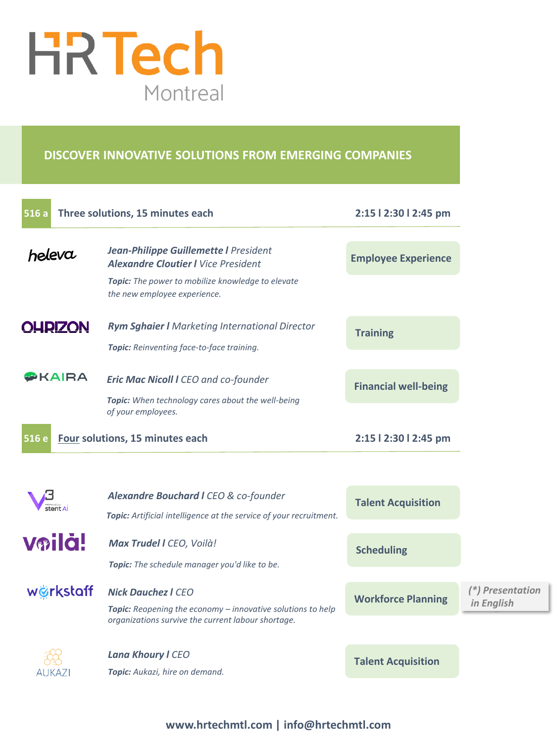# HR Tech Montreal

## DISCOVER INNOVATIVE SOLUTIONS FROM EMERGING COMPANIES

### 516 a — Three solutions, 15 minutes each — 2:15 I 2:30 I 2:45 pm

**heleva**

***Jean-Philippe Guillemette I*** *President*
***Alexandre Cloutier I*** *Vice President*

***Topic:*** *The power to mobilize knowledge to elevate the new employee experience.*

**Employee Experience**

**OHRIZON**

***Rym Sghaier I*** *Marketing International Director*

***Topic:*** *Reinventing face-to-face training.*

**Training**

**KAIRA**

***Eric Mac Nicoll I*** *CEO and co-founder*

***Topic:*** *When technology cares about the well-being of your employees.*

**Financial well-being**

### 516 e — Four solutions, 15 minutes each — 2:15 I 2:30 I 2:45 pm

**V3 stent AI**

***Alexandre Bouchard I*** *CEO & co-founder*

***Topic:*** *Artificial intelligence at the service of your recruitment.*

**Talent Acquisition**

**voilà!**

***Max Trudel I*** *CEO, Voilà!*

***Topic:*** *The schedule manager you'd like to be.*

**Scheduling**

**workstaff**

***Nick Dauchez I*** *CEO*

***Topic:*** *Reopening the economy – innovative solutions to help organizations survive the current labour shortage.*

**Workforce Planning**

***(\*) Presentation in English***

**AUKAZI**

***Lana Khoury I*** *CEO*

***Topic:*** *Aukazi, hire on demand.*

**Talent Acquisition**

**www.hrtechmtl.com | info@hrtechmtl.com**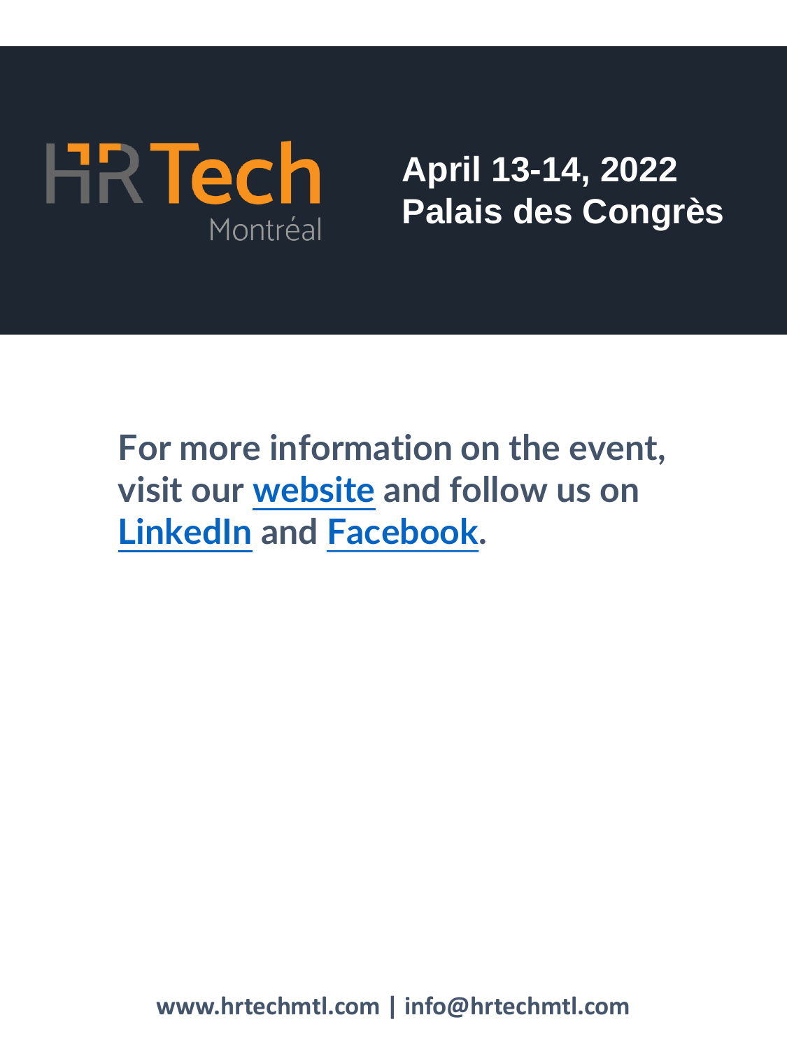HR Tech Montréal

**April 13-14, 2022**
**Palais des Congrès**

**For more information on the event, visit our website and follow us on LinkedIn and Facebook.**

**www.hrtechmtl.com | info@hrtechmtl.com**